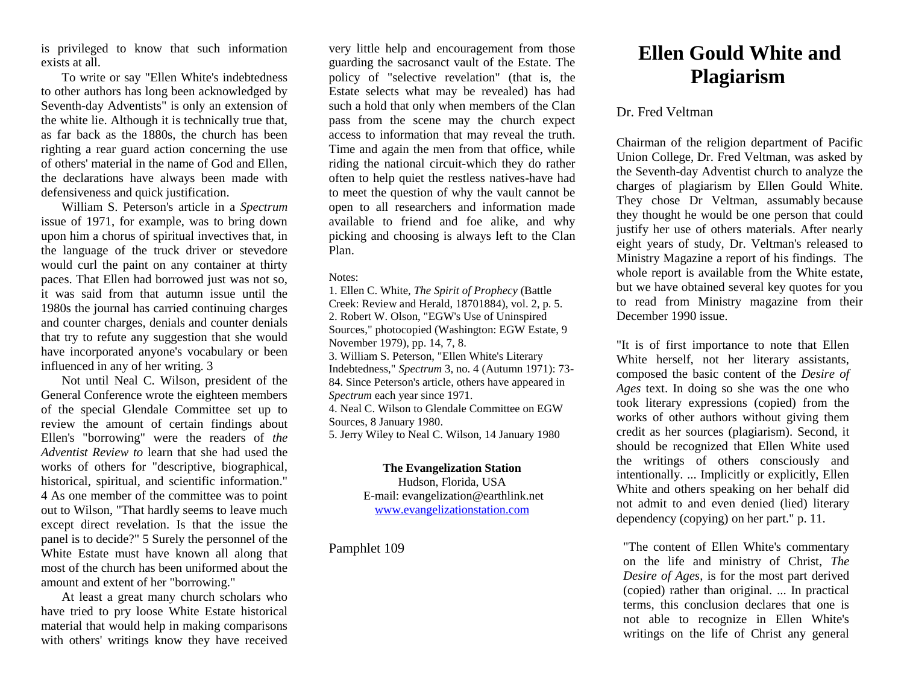is privileged to know that such information exists at all.

To write or say "Ellen White's indebtedness to other authors has long been acknowledged by Seventh-day Adventists" is only an extension of the white lie. Although it is technically true that, as far back as the 1880s, the church has been righting a rear guard action concerning the use of others' material in the name of God and Ellen, the declarations have always been made with defensiveness and quick justification.

William S. Peterson's article in a *Spectrum* issue of 1971, for example, was to bring down upon him a chorus of spiritual invectives that, in the language of the truck driver or stevedore would curl the paint on any container at thirty paces. That Ellen had borrowed just was not so, it was said from that autumn issue until the 1980s the journal has carried continuing charges and counter charges, denials and counter denials that try to refute any suggestion that she would have incorporated anyone's vocabulary or been influenced in any of her writing. 3

Not until Neal C. Wilson, president of the General Conference wrote the eighteen members of the special Glendale Committee set up to review the amount of certain findings about Ellen's "borrowing" were the readers of *the Adventist Review to* learn that she had used the works of others for "descriptive, biographical, historical, spiritual, and scientific information." 4 As one member of the committee was to point out to Wilson, "That hardly seems to leave much except direct revelation. Is that the issue the panel is to decide?" 5 Surely the personnel of the White Estate must have known all along that most of the church has been uniformed about the amount and extent of her "borrowing."

At least a great many church scholars who have tried to pry loose White Estate historical material that would help in making comparisons with others' writings know they have received very little help and encouragement from those guarding the sacrosanct vault of the Estate. The policy of "selective revelation" (that is, the Estate selects what may be revealed) has had such a hold that only when members of the Clan pass from the scene may the church expect access to information that may reveal the truth. Time and again the men from that office, while riding the national circuit-which they do rather often to help quiet the restless natives-have had to meet the question of why the vault cannot be open to all researchers and information made available to friend and foe alike, and why picking and choosing is always left to the Clan Plan.

Notes:

1. Ellen C. White, *The Spirit of Prophecy* (Battle Creek: Review and Herald, 18701884), vol. 2, p. 5.
2. Robert W. Olson, "EGW's Use of Uninspired Sources," photocopied (Washington: EGW Estate, 9 November 1979), pp. 14, 7, 8.
3. William S. Peterson, "Ellen White's Literary Indebtedness," *Spectrum* 3, no. 4 (Autumn 1971): 73-84. Since Peterson's article, others have appeared in *Spectrum* each year since 1971.
4. Neal C. Wilson to Glendale Committee on EGW Sources, 8 January 1980.
5. Jerry Wiley to Neal C. Wilson, 14 January 1980

**The Evangelization Station**
Hudson, Florida, USA
E-mail: evangelization@earthlink.net
www.evangelizationstation.com

Pamphlet 109

# Ellen Gould White and Plagiarism

Dr. Fred Veltman

Chairman of the religion department of Pacific Union College, Dr. Fred Veltman, was asked by the Seventh-day Adventist church to analyze the charges of plagiarism by Ellen Gould White. They chose Dr Veltman, assumably because they thought he would be one person that could justify her use of others materials. After nearly eight years of study, Dr. Veltman's released to Ministry Magazine a report of his findings. The whole report is available from the White estate, but we have obtained several key quotes for you to read from Ministry magazine from their December 1990 issue.

"It is of first importance to note that Ellen White herself, not her literary assistants, composed the basic content of the *Desire of Ages* text. In doing so she was the one who took literary expressions (copied) from the works of other authors without giving them credit as her sources (plagiarism). Second, it should be recognized that Ellen White used the writings of others consciously and intentionally. ... Implicitly or explicitly, Ellen White and others speaking on her behalf did not admit to and even denied (lied) literary dependency (copying) on her part." p. 11.

"The content of Ellen White's commentary on the life and ministry of Christ, *The Desire of Ages*, is for the most part derived (copied) rather than original. ... In practical terms, this conclusion declares that one is not able to recognize in Ellen White's writings on the life of Christ any general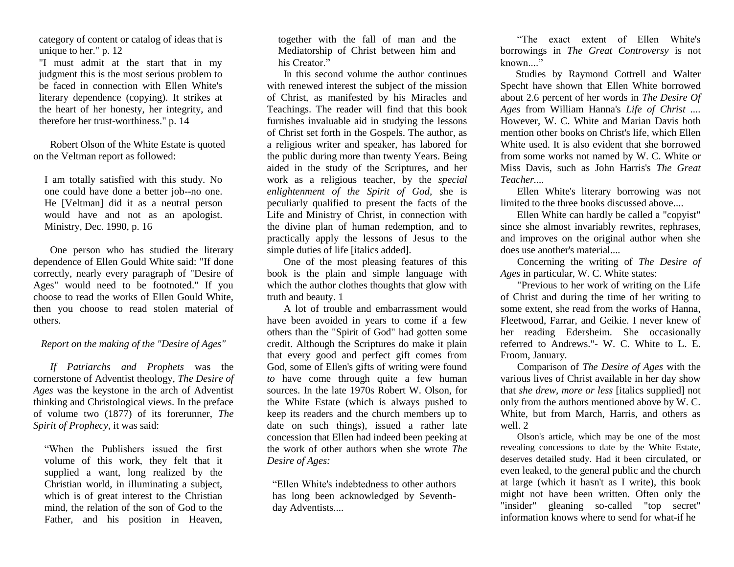category of content or catalog of ideas that is unique to her." p. 12

"I must admit at the start that in my judgment this is the most serious problem to be faced in connection with Ellen White's literary dependence (copying). It strikes at the heart of her honesty, her integrity, and therefore her trust-worthiness." p. 14

Robert Olson of the White Estate is quoted on the Veltman report as followed:

> I am totally satisfied with this study. No one could have done a better job--no one. He [Veltman] did it as a neutral person would have and not as an apologist. Ministry, Dec. 1990, p. 16

One person who has studied the literary dependence of Ellen Gould White said: "If done correctly, nearly every paragraph of "Desire of Ages" would need to be footnoted." If you choose to read the works of Ellen Gould White, then you choose to read stolen material of others.

*Report on the making of the "Desire of Ages"*

*If Patriarchs and Prophets* was the cornerstone of Adventist theology, *The Desire of Ages* was the keystone in the arch of Adventist thinking and Christological views. In the preface of volume two (1877) of its forerunner, *The Spirit of Prophecy*, it was said:

> "When the Publishers issued the first volume of this work, they felt that it supplied a want, long realized by the Christian world, in illuminating a subject, which is of great interest to the Christian mind, the relation of the son of God to the Father, and his position in Heaven, together with the fall of man and the Mediatorship of Christ between him and his Creator."

In this second volume the author continues with renewed interest the subject of the mission of Christ, as manifested by his Miracles and Teachings. The reader will find that this book furnishes invaluable aid in studying the lessons of Christ set forth in the Gospels. The author, as a religious writer and speaker, has labored for the public during more than twenty Years. Being aided in the study of the Scriptures, and her work as a religious teacher, by the *special enlightenment of the Spirit of God,* she is peculiarly qualified to present the facts of the Life and Ministry of Christ, in connection with the divine plan of human redemption, and to practically apply the lessons of Jesus to the simple duties of life [italics added].

One of the most pleasing features of this book is the plain and simple language with which the author clothes thoughts that glow with truth and beauty. 1

A lot of trouble and embarrassment would have been avoided in years to come if a few others than the "Spirit of God" had gotten some credit. Although the Scriptures do make it plain that every good and perfect gift comes from God, some of Ellen's gifts of writing were found *to* have come through quite a few human sources. In the late 1970s Robert W. Olson, for the White Estate (which is always pushed to keep its readers and the church members up to date on such things), issued a rather late concession that Ellen had indeed been peeking at the work of other authors when she wrote *The Desire of Ages:*

> "Ellen White's indebtedness to other authors has long been acknowledged by Seventh-day Adventists....
>
> "The exact extent of Ellen White's borrowings in *The Great Controversy* is not known...."
>
> Studies by Raymond Cottrell and Walter Specht have shown that Ellen White borrowed about 2.6 percent of her words in *The Desire Of Ages* from William Hanna's *Life of Christ* .... However, W. C. White and Marian Davis both mention other books on Christ's life, which Ellen White used. It is also evident that she borrowed from some works not named by W. C. White or Miss Davis, such as John Harris's *The Great Teacher....*
>
> Ellen White's literary borrowing was not limited to the three books discussed above....
>
> Ellen White can hardly be called a "copyist" since she almost invariably rewrites, rephrases, and improves on the original author when she does use another's material....
>
> Concerning the writing of *The Desire of Ages* in particular, W. C. White states:
>
> "Previous to her work of writing on the Life of Christ and during the time of her writing to some extent, she read from the works of Hanna, Fleetwood, Farrar, and Geikie. I never knew of her reading Edersheim. She occasionally referred to Andrews."- W. C. White to L. E. Froom, January.
>
> Comparison of *The Desire of Ages* with the various lives of Christ available in her day show that *she drew, more or less* [italics supplied] not only from the authors mentioned above by W. C. White, but from March, Harris, and others as well. 2

Olson's article, which may be one of the most revealing concessions to date by the White Estate, deserves detailed study. Had it been circulated, or even leaked, to the general public and the church at large (which it hasn't as I write), this book might not have been written. Often only the "insider" gleaning so-called "top secret" information knows where to send for what-if he